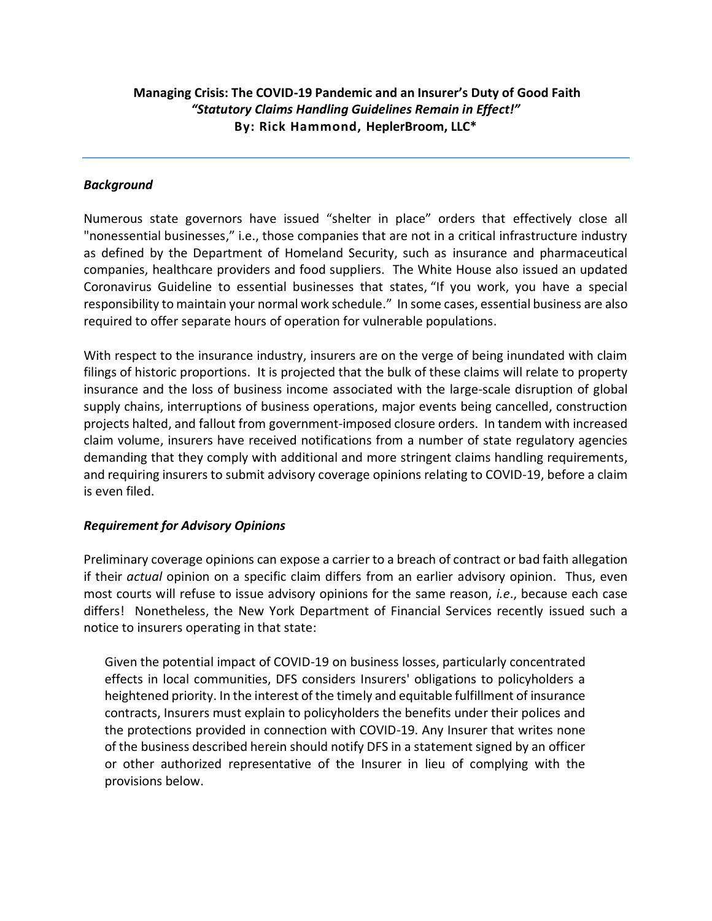**Managing Crisis: The COVID-19 Pandemic and an Insurer's Duty of Good Faith**
***"Statutory Claims Handling Guidelines Remain in Effect!"***
**By: Rick Hammond, HeplerBroom, LLC***

---

***Background***

Numerous state governors have issued "shelter in place" orders that effectively close all "nonessential businesses," i.e., those companies that are not in a critical infrastructure industry as defined by the Department of Homeland Security, such as insurance and pharmaceutical companies, healthcare providers and food suppliers. The White House also issued an updated Coronavirus Guideline to essential businesses that states, "If you work, you have a special responsibility to maintain your normal work schedule." In some cases, essential business are also required to offer separate hours of operation for vulnerable populations.

With respect to the insurance industry, insurers are on the verge of being inundated with claim filings of historic proportions. It is projected that the bulk of these claims will relate to property insurance and the loss of business income associated with the large-scale disruption of global supply chains, interruptions of business operations, major events being cancelled, construction projects halted, and fallout from government-imposed closure orders. In tandem with increased claim volume, insurers have received notifications from a number of state regulatory agencies demanding that they comply with additional and more stringent claims handling requirements, and requiring insurers to submit advisory coverage opinions relating to COVID-19, before a claim is even filed.

***Requirement for Advisory Opinions***

Preliminary coverage opinions can expose a carrier to a breach of contract or bad faith allegation if their *actual* opinion on a specific claim differs from an earlier advisory opinion. Thus, even most courts will refuse to issue advisory opinions for the same reason, *i.e*., because each case differs! Nonetheless, the New York Department of Financial Services recently issued such a notice to insurers operating in that state:

> Given the potential impact of COVID-19 on business losses, particularly concentrated effects in local communities, DFS considers Insurers' obligations to policyholders a heightened priority. In the interest of the timely and equitable fulfillment of insurance contracts, Insurers must explain to policyholders the benefits under their polices and the protections provided in connection with COVID-19. Any Insurer that writes none of the business described herein should notify DFS in a statement signed by an officer or other authorized representative of the Insurer in lieu of complying with the provisions below.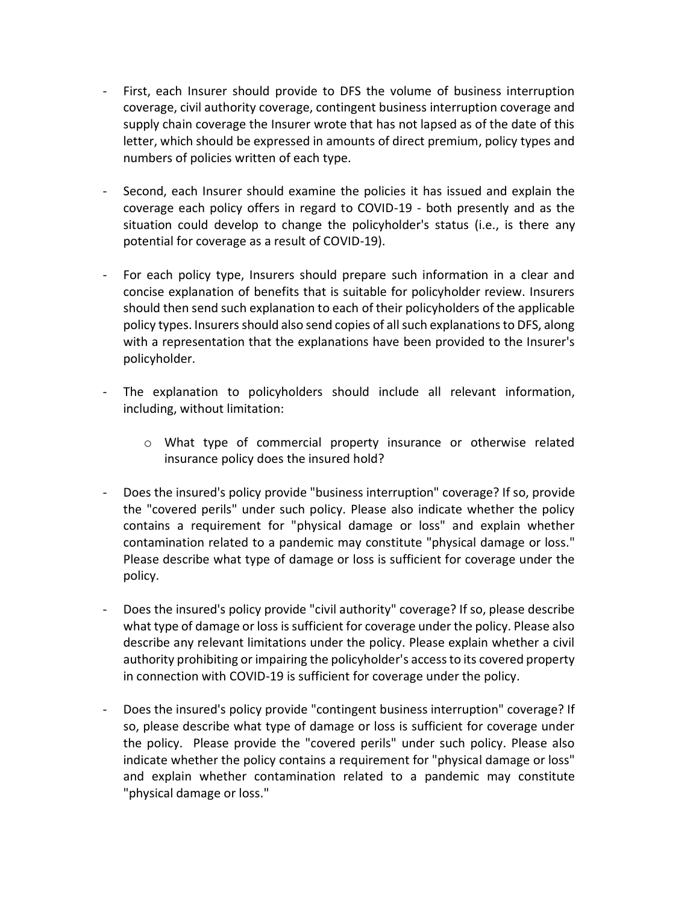- First, each Insurer should provide to DFS the volume of business interruption coverage, civil authority coverage, contingent business interruption coverage and supply chain coverage the Insurer wrote that has not lapsed as of the date of this letter, which should be expressed in amounts of direct premium, policy types and numbers of policies written of each type.

- Second, each Insurer should examine the policies it has issued and explain the coverage each policy offers in regard to COVID-19 - both presently and as the situation could develop to change the policyholder's status (i.e., is there any potential for coverage as a result of COVID-19).

- For each policy type, Insurers should prepare such information in a clear and concise explanation of benefits that is suitable for policyholder review. Insurers should then send such explanation to each of their policyholders of the applicable policy types. Insurers should also send copies of all such explanations to DFS, along with a representation that the explanations have been provided to the Insurer's policyholder.

- The explanation to policyholders should include all relevant information, including, without limitation:

  - What type of commercial property insurance or otherwise related insurance policy does the insured hold?

- Does the insured's policy provide "business interruption" coverage? If so, provide the "covered perils" under such policy. Please also indicate whether the policy contains a requirement for "physical damage or loss" and explain whether contamination related to a pandemic may constitute "physical damage or loss." Please describe what type of damage or loss is sufficient for coverage under the policy.

- Does the insured's policy provide "civil authority" coverage? If so, please describe what type of damage or loss is sufficient for coverage under the policy. Please also describe any relevant limitations under the policy. Please explain whether a civil authority prohibiting or impairing the policyholder's access to its covered property in connection with COVID-19 is sufficient for coverage under the policy.

- Does the insured's policy provide "contingent business interruption" coverage? If so, please describe what type of damage or loss is sufficient for coverage under the policy. Please provide the "covered perils" under such policy. Please also indicate whether the policy contains a requirement for "physical damage or loss" and explain whether contamination related to a pandemic may constitute "physical damage or loss."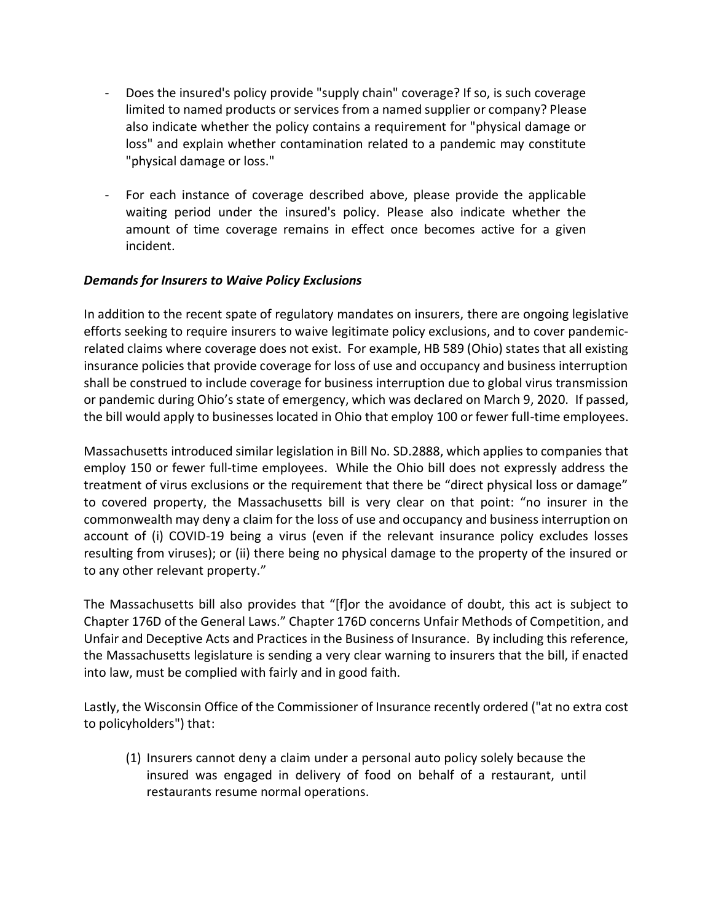- Does the insured's policy provide "supply chain" coverage? If so, is such coverage limited to named products or services from a named supplier or company? Please also indicate whether the policy contains a requirement for "physical damage or loss" and explain whether contamination related to a pandemic may constitute "physical damage or loss."

- For each instance of coverage described above, please provide the applicable waiting period under the insured's policy. Please also indicate whether the amount of time coverage remains in effect once becomes active for a given incident.

***Demands for Insurers to Waive Policy Exclusions***

In addition to the recent spate of regulatory mandates on insurers, there are ongoing legislative efforts seeking to require insurers to waive legitimate policy exclusions, and to cover pandemic-related claims where coverage does not exist. For example, HB 589 (Ohio) states that all existing insurance policies that provide coverage for loss of use and occupancy and business interruption shall be construed to include coverage for business interruption due to global virus transmission or pandemic during Ohio's state of emergency, which was declared on March 9, 2020. If passed, the bill would apply to businesses located in Ohio that employ 100 or fewer full-time employees.

Massachusetts introduced similar legislation in Bill No. SD.2888, which applies to companies that employ 150 or fewer full-time employees. While the Ohio bill does not expressly address the treatment of virus exclusions or the requirement that there be "direct physical loss or damage" to covered property, the Massachusetts bill is very clear on that point: "no insurer in the commonwealth may deny a claim for the loss of use and occupancy and business interruption on account of (i) COVID-19 being a virus (even if the relevant insurance policy excludes losses resulting from viruses); or (ii) there being no physical damage to the property of the insured or to any other relevant property."

The Massachusetts bill also provides that "[f]or the avoidance of doubt, this act is subject to Chapter 176D of the General Laws." Chapter 176D concerns Unfair Methods of Competition, and Unfair and Deceptive Acts and Practices in the Business of Insurance. By including this reference, the Massachusetts legislature is sending a very clear warning to insurers that the bill, if enacted into law, must be complied with fairly and in good faith.

Lastly, the Wisconsin Office of the Commissioner of Insurance recently ordered ("at no extra cost to policyholders") that:

(1) Insurers cannot deny a claim under a personal auto policy solely because the insured was engaged in delivery of food on behalf of a restaurant, until restaurants resume normal operations.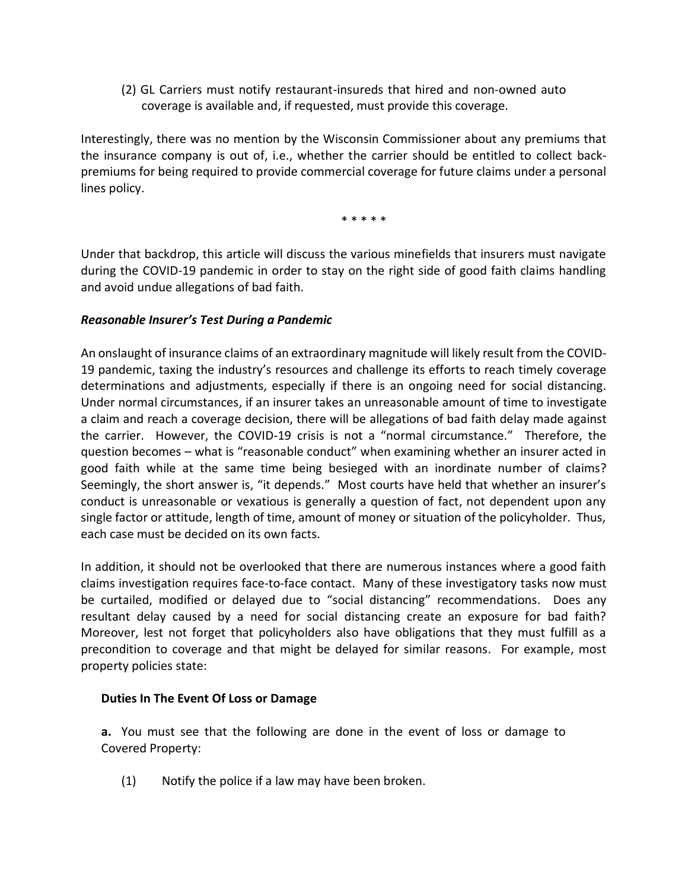(2) GL Carriers must notify restaurant-insureds that hired and non-owned auto coverage is available and, if requested, must provide this coverage.

Interestingly, there was no mention by the Wisconsin Commissioner about any premiums that the insurance company is out of, i.e., whether the carrier should be entitled to collect back-premiums for being required to provide commercial coverage for future claims under a personal lines policy.

\* \* \* \* \*

Under that backdrop, this article will discuss the various minefields that insurers must navigate during the COVID-19 pandemic in order to stay on the right side of good faith claims handling and avoid undue allegations of bad faith.

***Reasonable Insurer's Test During a Pandemic***

An onslaught of insurance claims of an extraordinary magnitude will likely result from the COVID-19 pandemic, taxing the industry's resources and challenge its efforts to reach timely coverage determinations and adjustments, especially if there is an ongoing need for social distancing. Under normal circumstances, if an insurer takes an unreasonable amount of time to investigate a claim and reach a coverage decision, there will be allegations of bad faith delay made against the carrier. However, the COVID-19 crisis is not a "normal circumstance." Therefore, the question becomes – what is "reasonable conduct" when examining whether an insurer acted in good faith while at the same time being besieged with an inordinate number of claims? Seemingly, the short answer is, "it depends." Most courts have held that whether an insurer's conduct is unreasonable or vexatious is generally a question of fact, not dependent upon any single factor or attitude, length of time, amount of money or situation of the policyholder. Thus, each case must be decided on its own facts.

In addition, it should not be overlooked that there are numerous instances where a good faith claims investigation requires face-to-face contact. Many of these investigatory tasks now must be curtailed, modified or delayed due to "social distancing" recommendations. Does any resultant delay caused by a need for social distancing create an exposure for bad faith? Moreover, lest not forget that policyholders also have obligations that they must fulfill as a precondition to coverage and that might be delayed for similar reasons. For example, most property policies state:

**Duties In The Event Of Loss or Damage**

**a.** You must see that the following are done in the event of loss or damage to Covered Property:

(1) Notify the police if a law may have been broken.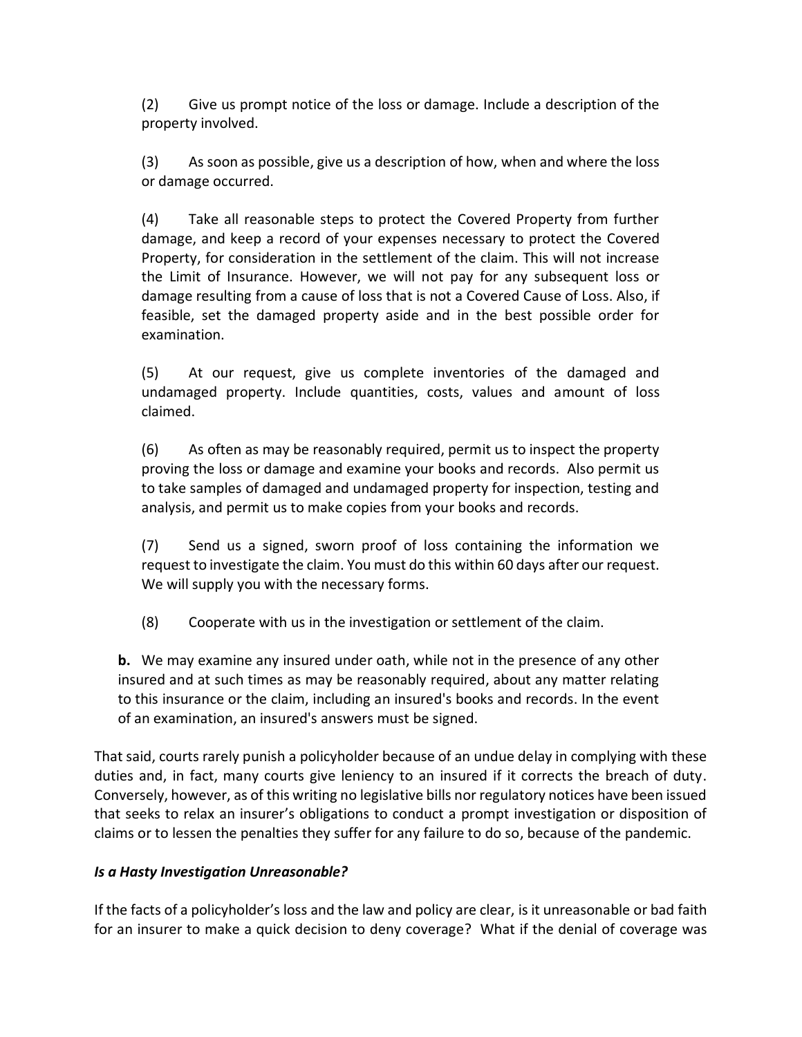(2) Give us prompt notice of the loss or damage. Include a description of the property involved.

(3) As soon as possible, give us a description of how, when and where the loss or damage occurred.

(4) Take all reasonable steps to protect the Covered Property from further damage, and keep a record of your expenses necessary to protect the Covered Property, for consideration in the settlement of the claim. This will not increase the Limit of Insurance. However, we will not pay for any subsequent loss or damage resulting from a cause of loss that is not a Covered Cause of Loss. Also, if feasible, set the damaged property aside and in the best possible order for examination.

(5) At our request, give us complete inventories of the damaged and undamaged property. Include quantities, costs, values and amount of loss claimed.

(6) As often as may be reasonably required, permit us to inspect the property proving the loss or damage and examine your books and records. Also permit us to take samples of damaged and undamaged property for inspection, testing and analysis, and permit us to make copies from your books and records.

(7) Send us a signed, sworn proof of loss containing the information we request to investigate the claim. You must do this within 60 days after our request. We will supply you with the necessary forms.

(8) Cooperate with us in the investigation or settlement of the claim.

**b.** We may examine any insured under oath, while not in the presence of any other insured and at such times as may be reasonably required, about any matter relating to this insurance or the claim, including an insured's books and records. In the event of an examination, an insured's answers must be signed.

That said, courts rarely punish a policyholder because of an undue delay in complying with these duties and, in fact, many courts give leniency to an insured if it corrects the breach of duty. Conversely, however, as of this writing no legislative bills nor regulatory notices have been issued that seeks to relax an insurer's obligations to conduct a prompt investigation or disposition of claims or to lessen the penalties they suffer for any failure to do so, because of the pandemic.

***Is a Hasty Investigation Unreasonable?***

If the facts of a policyholder's loss and the law and policy are clear, is it unreasonable or bad faith for an insurer to make a quick decision to deny coverage? What if the denial of coverage was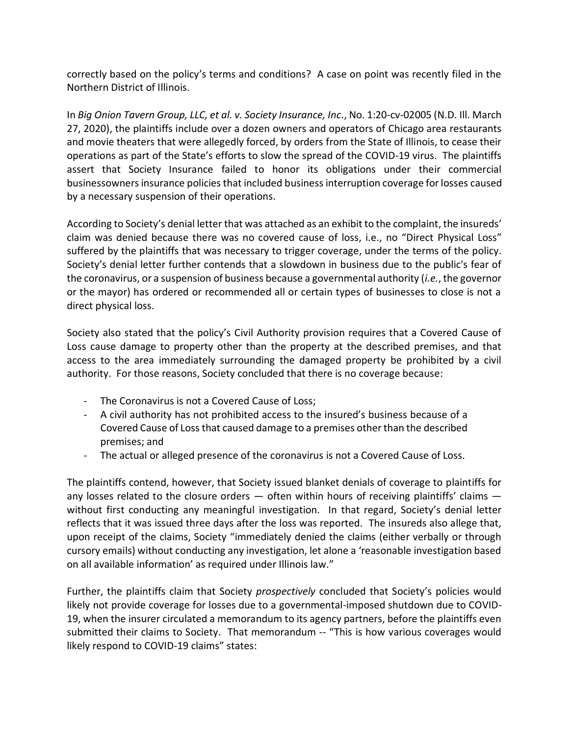correctly based on the policy's terms and conditions? A case on point was recently filed in the Northern District of Illinois.

In *Big Onion Tavern Group, LLC, et al. v. Society Insurance, Inc*., No. 1:20-cv-02005 (N.D. Ill. March 27, 2020), the plaintiffs include over a dozen owners and operators of Chicago area restaurants and movie theaters that were allegedly forced, by orders from the State of Illinois, to cease their operations as part of the State's efforts to slow the spread of the COVID-19 virus. The plaintiffs assert that Society Insurance failed to honor its obligations under their commercial businessowners insurance policies that included business interruption coverage for losses caused by a necessary suspension of their operations.

According to Society's denial letter that was attached as an exhibit to the complaint, the insureds' claim was denied because there was no covered cause of loss, i.e., no "Direct Physical Loss" suffered by the plaintiffs that was necessary to trigger coverage, under the terms of the policy. Society's denial letter further contends that a slowdown in business due to the public's fear of the coronavirus, or a suspension of business because a governmental authority (*i.e.*, the governor or the mayor) has ordered or recommended all or certain types of businesses to close is not a direct physical loss.

Society also stated that the policy's Civil Authority provision requires that a Covered Cause of Loss cause damage to property other than the property at the described premises, and that access to the area immediately surrounding the damaged property be prohibited by a civil authority. For those reasons, Society concluded that there is no coverage because:

- The Coronavirus is not a Covered Cause of Loss;
- A civil authority has not prohibited access to the insured's business because of a Covered Cause of Loss that caused damage to a premises other than the described premises; and
- The actual or alleged presence of the coronavirus is not a Covered Cause of Loss.

The plaintiffs contend, however, that Society issued blanket denials of coverage to plaintiffs for any losses related to the closure orders — often within hours of receiving plaintiffs' claims — without first conducting any meaningful investigation. In that regard, Society's denial letter reflects that it was issued three days after the loss was reported. The insureds also allege that, upon receipt of the claims, Society "immediately denied the claims (either verbally or through cursory emails) without conducting any investigation, let alone a 'reasonable investigation based on all available information' as required under Illinois law."

Further, the plaintiffs claim that Society *prospectively* concluded that Society's policies would likely not provide coverage for losses due to a governmental-imposed shutdown due to COVID-19, when the insurer circulated a memorandum to its agency partners, before the plaintiffs even submitted their claims to Society. That memorandum -- "This is how various coverages would likely respond to COVID-19 claims" states: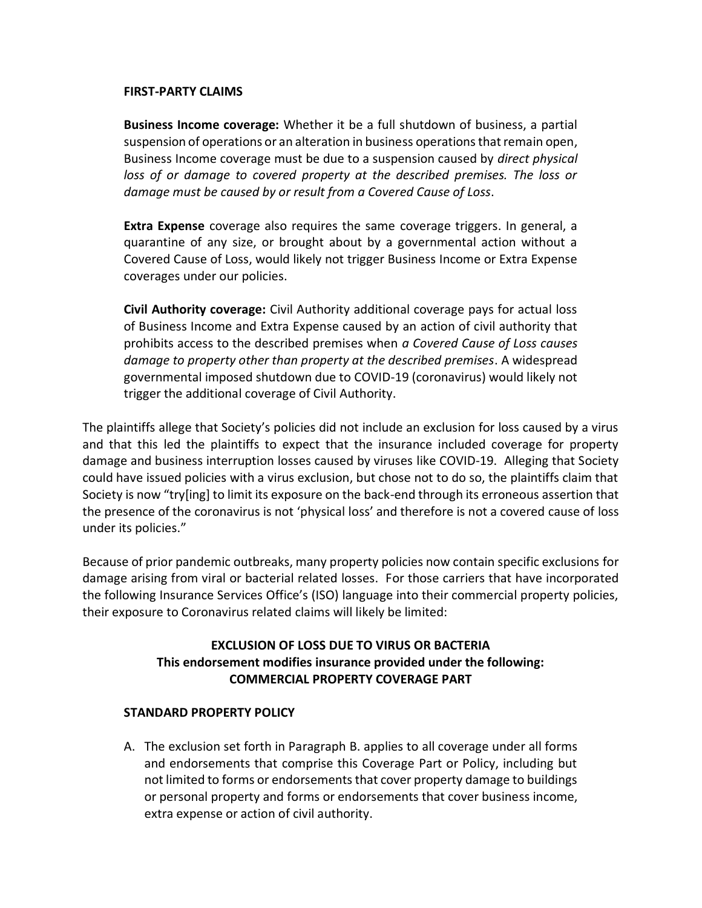**FIRST-PARTY CLAIMS**

**Business Income coverage:** Whether it be a full shutdown of business, a partial suspension of operations or an alteration in business operations that remain open, Business Income coverage must be due to a suspension caused by *direct physical loss of or damage to covered property at the described premises. The loss or damage must be caused by or result from a Covered Cause of Loss*.

**Extra Expense** coverage also requires the same coverage triggers. In general, a quarantine of any size, or brought about by a governmental action without a Covered Cause of Loss, would likely not trigger Business Income or Extra Expense coverages under our policies.

**Civil Authority coverage:** Civil Authority additional coverage pays for actual loss of Business Income and Extra Expense caused by an action of civil authority that prohibits access to the described premises when *a Covered Cause of Loss causes damage to property other than property at the described premises*. A widespread governmental imposed shutdown due to COVID-19 (coronavirus) would likely not trigger the additional coverage of Civil Authority.

The plaintiffs allege that Society's policies did not include an exclusion for loss caused by a virus and that this led the plaintiffs to expect that the insurance included coverage for property damage and business interruption losses caused by viruses like COVID-19. Alleging that Society could have issued policies with a virus exclusion, but chose not to do so, the plaintiffs claim that Society is now "try[ing] to limit its exposure on the back-end through its erroneous assertion that the presence of the coronavirus is not 'physical loss' and therefore is not a covered cause of loss under its policies."

Because of prior pandemic outbreaks, many property policies now contain specific exclusions for damage arising from viral or bacterial related losses. For those carriers that have incorporated the following Insurance Services Office's (ISO) language into their commercial property policies, their exposure to Coronavirus related claims will likely be limited:

**EXCLUSION OF LOSS DUE TO VIRUS OR BACTERIA**
**This endorsement modifies insurance provided under the following:**
**COMMERCIAL PROPERTY COVERAGE PART**

**STANDARD PROPERTY POLICY**

A. The exclusion set forth in Paragraph B. applies to all coverage under all forms and endorsements that comprise this Coverage Part or Policy, including but not limited to forms or endorsements that cover property damage to buildings or personal property and forms or endorsements that cover business income, extra expense or action of civil authority.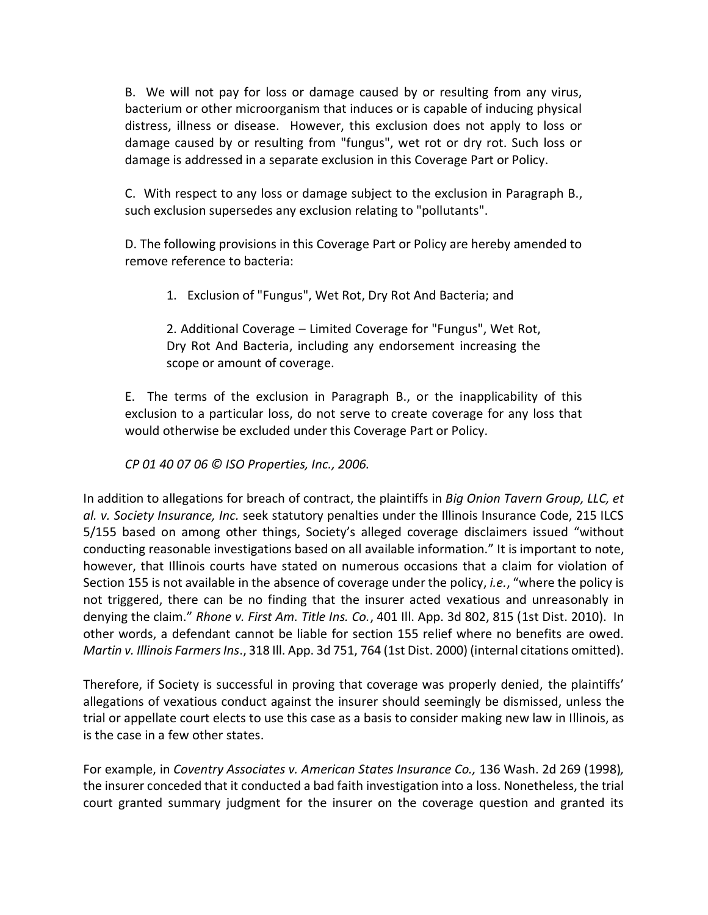B. We will not pay for loss or damage caused by or resulting from any virus, bacterium or other microorganism that induces or is capable of inducing physical distress, illness or disease. However, this exclusion does not apply to loss or damage caused by or resulting from "fungus", wet rot or dry rot. Such loss or damage is addressed in a separate exclusion in this Coverage Part or Policy.

C. With respect to any loss or damage subject to the exclusion in Paragraph B., such exclusion supersedes any exclusion relating to "pollutants".

D. The following provisions in this Coverage Part or Policy are hereby amended to remove reference to bacteria:

1. Exclusion of "Fungus", Wet Rot, Dry Rot And Bacteria; and

2. Additional Coverage – Limited Coverage for "Fungus", Wet Rot, Dry Rot And Bacteria, including any endorsement increasing the scope or amount of coverage.

E. The terms of the exclusion in Paragraph B., or the inapplicability of this exclusion to a particular loss, do not serve to create coverage for any loss that would otherwise be excluded under this Coverage Part or Policy.

*CP 01 40 07 06 © ISO Properties, Inc., 2006.*

In addition to allegations for breach of contract, the plaintiffs in *Big Onion Tavern Group, LLC, et al. v. Society Insurance, Inc.* seek statutory penalties under the Illinois Insurance Code, 215 ILCS 5/155 based on among other things, Society's alleged coverage disclaimers issued "without conducting reasonable investigations based on all available information." It is important to note, however, that Illinois courts have stated on numerous occasions that a claim for violation of Section 155 is not available in the absence of coverage under the policy, *i.e.*, "where the policy is not triggered, there can be no finding that the insurer acted vexatious and unreasonably in denying the claim." *Rhone v. First Am. Title Ins. Co.*, 401 Ill. App. 3d 802, 815 (1st Dist. 2010). In other words, a defendant cannot be liable for section 155 relief where no benefits are owed. *Martin v. Illinois Farmers Ins*., 318 Ill. App. 3d 751, 764 (1st Dist. 2000) (internal citations omitted).

Therefore, if Society is successful in proving that coverage was properly denied, the plaintiffs' allegations of vexatious conduct against the insurer should seemingly be dismissed, unless the trial or appellate court elects to use this case as a basis to consider making new law in Illinois, as is the case in a few other states.

For example, in *Coventry Associates v. American States Insurance Co.,* 136 Wash. 2d 269 (1998), the insurer conceded that it conducted a bad faith investigation into a loss. Nonetheless, the trial court granted summary judgment for the insurer on the coverage question and granted its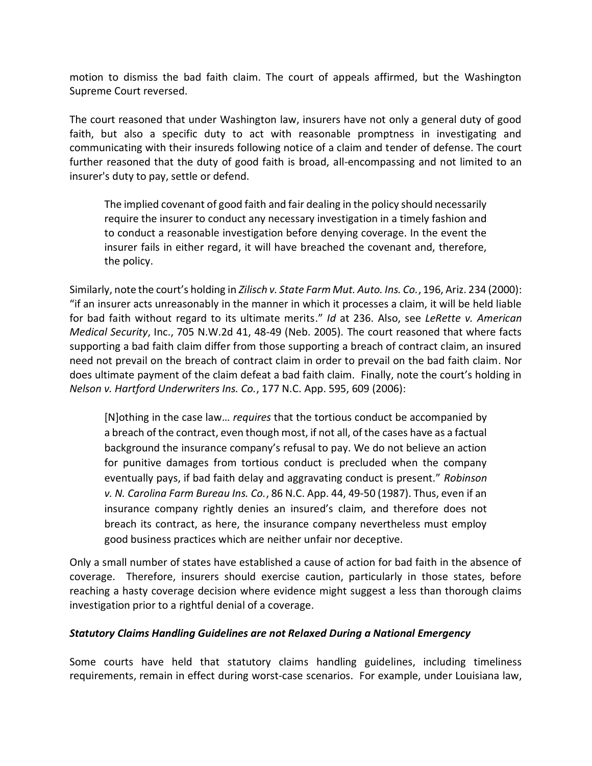motion to dismiss the bad faith claim. The court of appeals affirmed, but the Washington Supreme Court reversed.

The court reasoned that under Washington law, insurers have not only a general duty of good faith, but also a specific duty to act with reasonable promptness in investigating and communicating with their insureds following notice of a claim and tender of defense. The court further reasoned that the duty of good faith is broad, all-encompassing and not limited to an insurer's duty to pay, settle or defend.

> The implied covenant of good faith and fair dealing in the policy should necessarily require the insurer to conduct any necessary investigation in a timely fashion and to conduct a reasonable investigation before denying coverage. In the event the insurer fails in either regard, it will have breached the covenant and, therefore, the policy.

Similarly, note the court's holding in *Zilisch v. State Farm Mut. Auto. Ins. Co.*, 196, Ariz. 234 (2000): "if an insurer acts unreasonably in the manner in which it processes a claim, it will be held liable for bad faith without regard to its ultimate merits." *Id* at 236. Also, see *LeRette v. American Medical Security*, Inc., 705 N.W.2d 41, 48-49 (Neb. 2005). The court reasoned that where facts supporting a bad faith claim differ from those supporting a breach of contract claim, an insured need not prevail on the breach of contract claim in order to prevail on the bad faith claim. Nor does ultimate payment of the claim defeat a bad faith claim. Finally, note the court's holding in *Nelson v. Hartford Underwriters Ins. Co.*, 177 N.C. App. 595, 609 (2006):

> [N]othing in the case law… *requires* that the tortious conduct be accompanied by a breach of the contract, even though most, if not all, of the cases have as a factual background the insurance company's refusal to pay. We do not believe an action for punitive damages from tortious conduct is precluded when the company eventually pays, if bad faith delay and aggravating conduct is present." *Robinson v. N. Carolina Farm Bureau Ins. Co.*, 86 N.C. App. 44, 49-50 (1987). Thus, even if an insurance company rightly denies an insured's claim, and therefore does not breach its contract, as here, the insurance company nevertheless must employ good business practices which are neither unfair nor deceptive.

Only a small number of states have established a cause of action for bad faith in the absence of coverage. Therefore, insurers should exercise caution, particularly in those states, before reaching a hasty coverage decision where evidence might suggest a less than thorough claims investigation prior to a rightful denial of a coverage.

### *Statutory Claims Handling Guidelines are not Relaxed During a National Emergency*

Some courts have held that statutory claims handling guidelines, including timeliness requirements, remain in effect during worst-case scenarios. For example, under Louisiana law,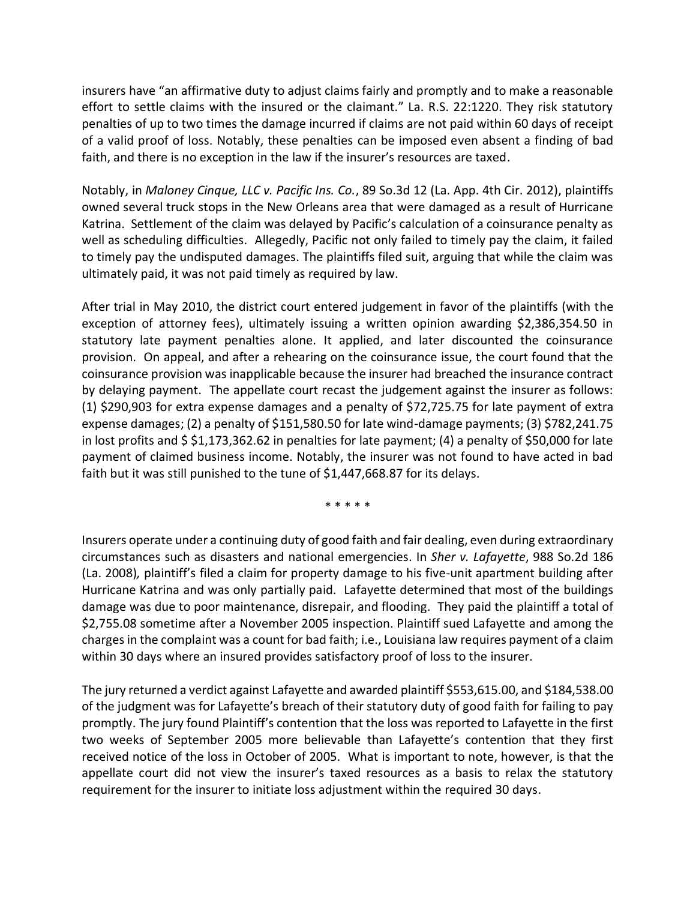insurers have "an affirmative duty to adjust claims fairly and promptly and to make a reasonable effort to settle claims with the insured or the claimant." La. R.S. 22:1220. They risk statutory penalties of up to two times the damage incurred if claims are not paid within 60 days of receipt of a valid proof of loss. Notably, these penalties can be imposed even absent a finding of bad faith, and there is no exception in the law if the insurer's resources are taxed.

Notably, in *Maloney Cinque, LLC v. Pacific Ins. Co.*, 89 So.3d 12 (La. App. 4th Cir. 2012), plaintiffs owned several truck stops in the New Orleans area that were damaged as a result of Hurricane Katrina. Settlement of the claim was delayed by Pacific's calculation of a coinsurance penalty as well as scheduling difficulties. Allegedly, Pacific not only failed to timely pay the claim, it failed to timely pay the undisputed damages. The plaintiffs filed suit, arguing that while the claim was ultimately paid, it was not paid timely as required by law.

After trial in May 2010, the district court entered judgement in favor of the plaintiffs (with the exception of attorney fees), ultimately issuing a written opinion awarding $2,386,354.50 in statutory late payment penalties alone. It applied, and later discounted the coinsurance provision. On appeal, and after a rehearing on the coinsurance issue, the court found that the coinsurance provision was inapplicable because the insurer had breached the insurance contract by delaying payment. The appellate court recast the judgement against the insurer as follows: (1) $290,903 for extra expense damages and a penalty of $72,725.75 for late payment of extra expense damages; (2) a penalty of $151,580.50 for late wind-damage payments; (3) $782,241.75 in lost profits and $ $1,173,362.62 in penalties for late payment; (4) a penalty of $50,000 for late payment of claimed business income. Notably, the insurer was not found to have acted in bad faith but it was still punished to the tune of $1,447,668.87 for its delays.

\* \* \* \* \*

Insurers operate under a continuing duty of good faith and fair dealing, even during extraordinary circumstances such as disasters and national emergencies. In *Sher v. Lafayette*, 988 So.2d 186 (La. 2008)*,* plaintiff's filed a claim for property damage to his five-unit apartment building after Hurricane Katrina and was only partially paid. Lafayette determined that most of the buildings damage was due to poor maintenance, disrepair, and flooding. They paid the plaintiff a total of $2,755.08 sometime after a November 2005 inspection. Plaintiff sued Lafayette and among the charges in the complaint was a count for bad faith; i.e., Louisiana law requires payment of a claim within 30 days where an insured provides satisfactory proof of loss to the insurer.

The jury returned a verdict against Lafayette and awarded plaintiff $553,615.00, and $184,538.00 of the judgment was for Lafayette's breach of their statutory duty of good faith for failing to pay promptly. The jury found Plaintiff's contention that the loss was reported to Lafayette in the first two weeks of September 2005 more believable than Lafayette's contention that they first received notice of the loss in October of 2005. What is important to note, however, is that the appellate court did not view the insurer's taxed resources as a basis to relax the statutory requirement for the insurer to initiate loss adjustment within the required 30 days.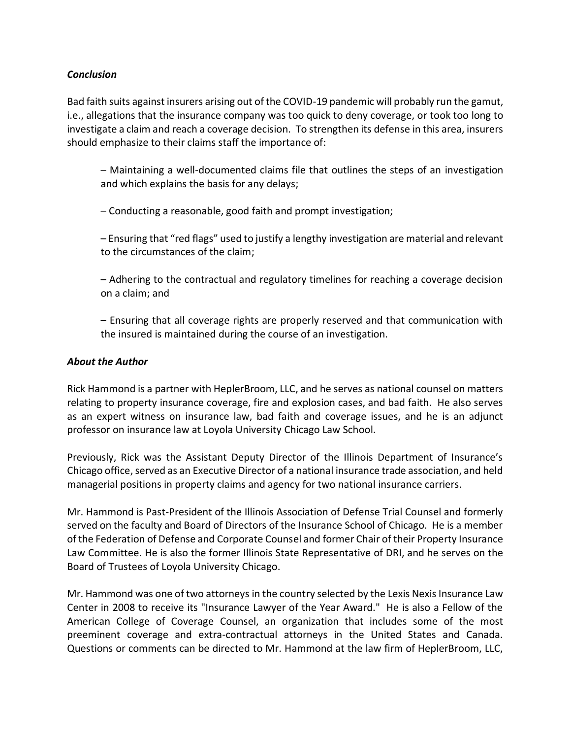### *Conclusion*

Bad faith suits against insurers arising out of the COVID-19 pandemic will probably run the gamut, i.e., allegations that the insurance company was too quick to deny coverage, or took too long to investigate a claim and reach a coverage decision. To strengthen its defense in this area, insurers should emphasize to their claims staff the importance of:

> – Maintaining a well-documented claims file that outlines the steps of an investigation and which explains the basis for any delays;
>
> – Conducting a reasonable, good faith and prompt investigation;
>
> – Ensuring that "red flags" used to justify a lengthy investigation are material and relevant to the circumstances of the claim;
>
> – Adhering to the contractual and regulatory timelines for reaching a coverage decision on a claim; and
>
> – Ensuring that all coverage rights are properly reserved and that communication with the insured is maintained during the course of an investigation.

### *About the Author*

Rick Hammond is a partner with HeplerBroom, LLC, and he serves as national counsel on matters relating to property insurance coverage, fire and explosion cases, and bad faith. He also serves as an expert witness on insurance law, bad faith and coverage issues, and he is an adjunct professor on insurance law at Loyola University Chicago Law School.

Previously, Rick was the Assistant Deputy Director of the Illinois Department of Insurance's Chicago office, served as an Executive Director of a national insurance trade association, and held managerial positions in property claims and agency for two national insurance carriers.

Mr. Hammond is Past-President of the Illinois Association of Defense Trial Counsel and formerly served on the faculty and Board of Directors of the Insurance School of Chicago. He is a member of the Federation of Defense and Corporate Counsel and former Chair of their Property Insurance Law Committee. He is also the former Illinois State Representative of DRI, and he serves on the Board of Trustees of Loyola University Chicago.

Mr. Hammond was one of two attorneys in the country selected by the Lexis Nexis Insurance Law Center in 2008 to receive its "Insurance Lawyer of the Year Award." He is also a Fellow of the American College of Coverage Counsel, an organization that includes some of the most preeminent coverage and extra-contractual attorneys in the United States and Canada. Questions or comments can be directed to Mr. Hammond at the law firm of HeplerBroom, LLC,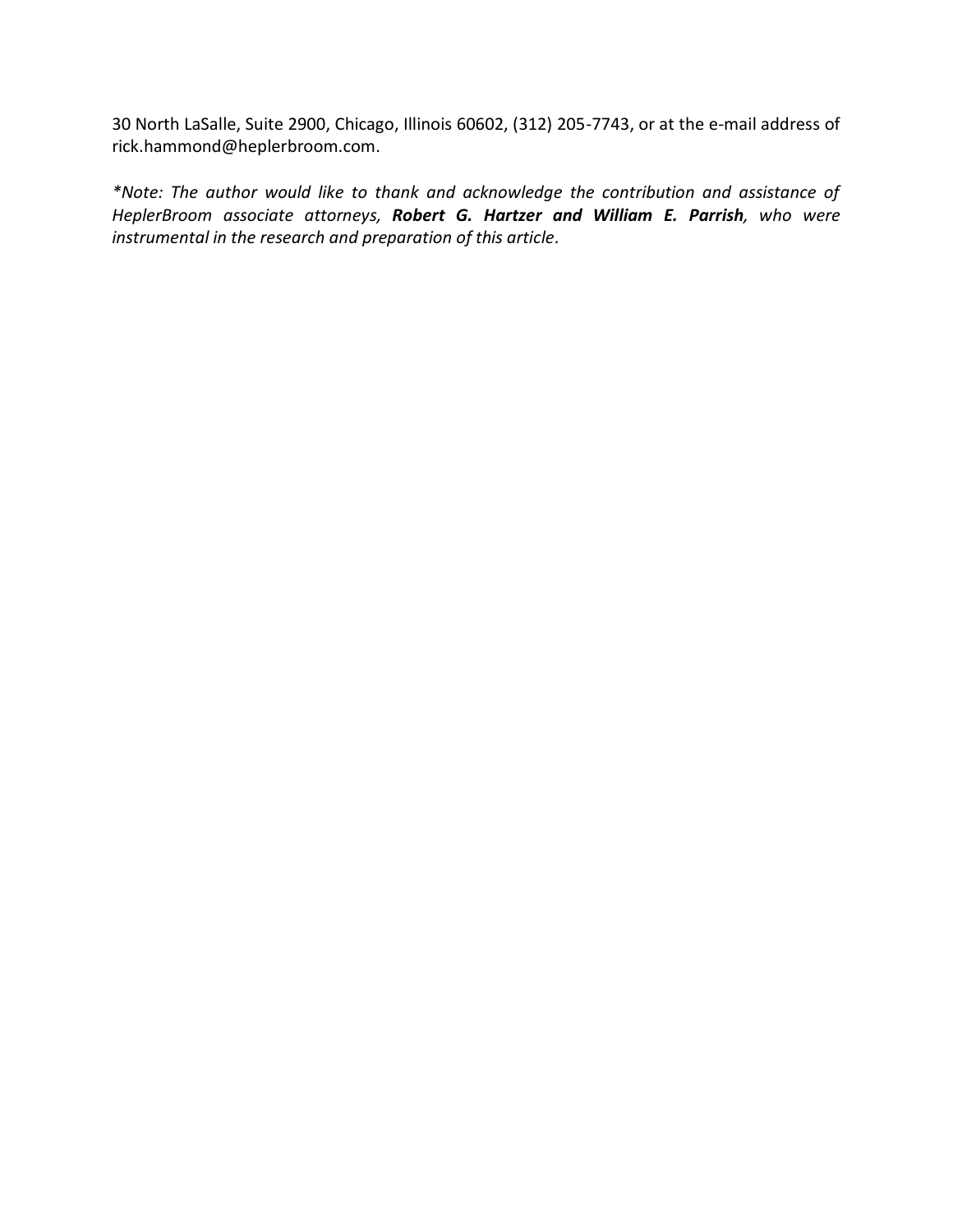30 North LaSalle, Suite 2900, Chicago, Illinois 60602, (312) 205-7743, or at the e-mail address of rick.hammond@heplerbroom.com.

**Note:* *The author would like to thank and acknowledge the contribution and assistance of HeplerBroom associate attorneys,* ***Robert G. Hartzer and William E. Parrish****,* *who were instrumental in the research and preparation of this article.*